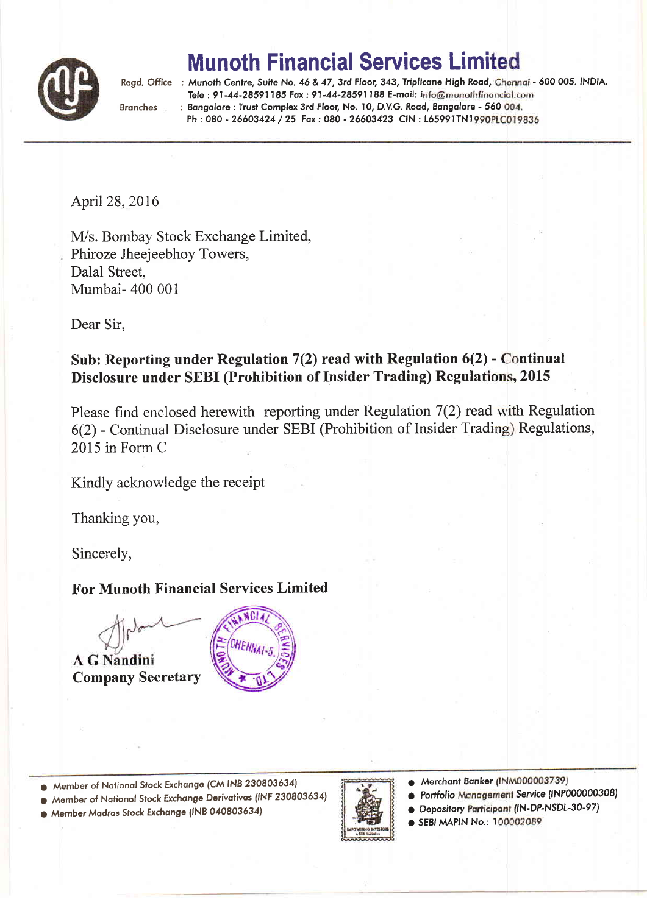# Munoth Financial Services Limited

Regd. Office : Munoth Centre, Suite No. 46 & 47, 3rd Floor, 343, Triplicane High Road, Chennai - 600 005. INDIA.
Tele : 91-44-28591185 Fax : 91-44-28591188 E-mail: info@munothfinancial.com

Branches : Bangalore : Trust Complex 3rd Floor, No. 10, D.V.G. Road, Bangalore - 560 004.
Ph : 080 - 26603424 / 25 Fax : 080 - 26603423 CIN : L65991TN1990PLC019836

April 28, 2016

M/s. Bombay Stock Exchange Limited,
Phiroze Jheejeebhoy Towers,
Dalal Street,
Mumbai- 400 001

Dear Sir,

**Sub: Reporting under Regulation 7(2) read with Regulation 6(2) - Continual Disclosure under SEBI (Prohibition of Insider Trading) Regulations, 2015**

Please find enclosed herewith reporting under Regulation 7(2) read with Regulation 6(2) - Continual Disclosure under SEBI (Prohibition of Insider Trading) Regulations, 2015 in Form C

Kindly acknowledge the receipt

Thanking you,

Sincerely,

**For Munoth Financial Services Limited**

**A G Nandini**
**Company Secretary**

- Member of National Stock Exchange (CM INB 230803634)
- Member of National Stock Exchange Derivatives (INF 230803634)
- Member Madras Stock Exchange (INB 040803634)
- Merchant Banker (INM000003739)
- Portfolio Management Service (INP000000308)
- Depository Participant (IN-DP-NSDL-30-97)
- SEBI MAPIN No.: 100002089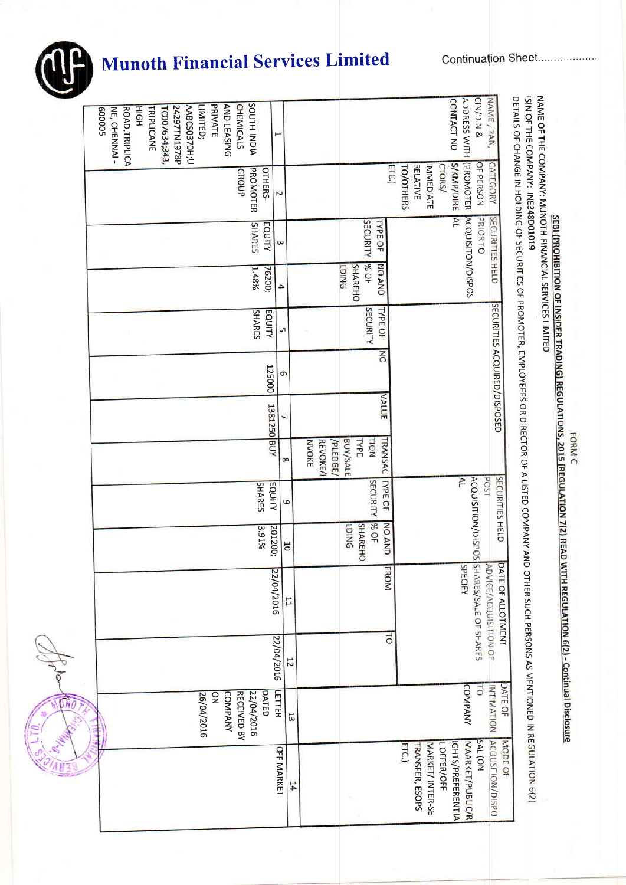# Munoth Financial Services Limited

Continuation Sheet...................

FORM C

**SEBI (PROHIBITION OF INSIDER TRADING) REGULATIONS, 2015 [REGULATION 7(2) READ WITH REGULATION 6(2)- Continual Disclosure**

NAME OF THE COMPANY: MUNOTH FINANCIAL SERVICES LIMITED

ISIN OF THE COMPANY: INE348D01019

DETAILS OF CHANGE IN HOLDING OF SECURITIES OF PROMOTER, EMPLOYEES OR DIRECTOR OF A LISTED COMPANY AND OTHER SUCH PERSONS AS MENTIONED IN REGULATION 6(2)

| NAME, PAN, CIN/DIN & ADDRESS WITH CONTACT NO | CATEGORY OF PERSON (PROMOTER S/KMP/DIRECTORS/ IMMEDIATE RELATIVE TO/OTHERS ETC.) | SECURITIES HELD PRIOR TO ACQUISITON/DISPOSAL | | SECURITIES ACQUIRED/DISPOSED | | | | SECURITIES HELD POST ACQUISITION/DISPOSAL | | DATE OF ALLOTMENT ADVICE/ACQUISITION OF SHARES/SALE OF SHARES SPECIFY | | DATE OF INTIMATION TO COMPANY | MODE OF ACQUISITION/DISPOSAL (ON MAARKET/PUBLIC/RIGHTS/PREFERENTIAL OFFER/OFF MARKET/ INTER-SE TRANSFER, ESOPS ETC.) |
|---|---|---|---|---|---|---|---|---|---|---|---|---|---|
| | | TYPE OF SECURITY | NO AND % OF SHAREHOLDING | TYPE OF SECURITY | NO | VALUE | TRANSACTION TYPE BUY/SALE/PLEDGE/REVOKE/INVOKE | TYPE OF SECURITY | NO AND % OF SHAREHOLDING | FROM | TO | | |
| 1 | 2 | 3 | 4 | 5 | 6 | 7 | 8 | 9 | 10 | 11 | 12 | 13 | 14 |
| SOUTH INDIA CHEMICALS AND LEASING PRIVATE LIMITED; AABCS0370H;U24297TN1978P TC007634;343, HIGH ROAD,TRIPLICANE TRIPLICANE, CHENNAI - 600005 | OTHERS-PROMOTER GROUP | EQUITY SHARES | 76200; 1.48% | EQUITY SHARES | 125000 | 1381250 | BUY | EQUITY SHARES | 201200; 3.91% | 22/04/2016 | 22/04/2016 | LETTER DATED 22/04/2016 RECEIVED BY COMPANY ON 26/04/2016 | OFF MARKET |